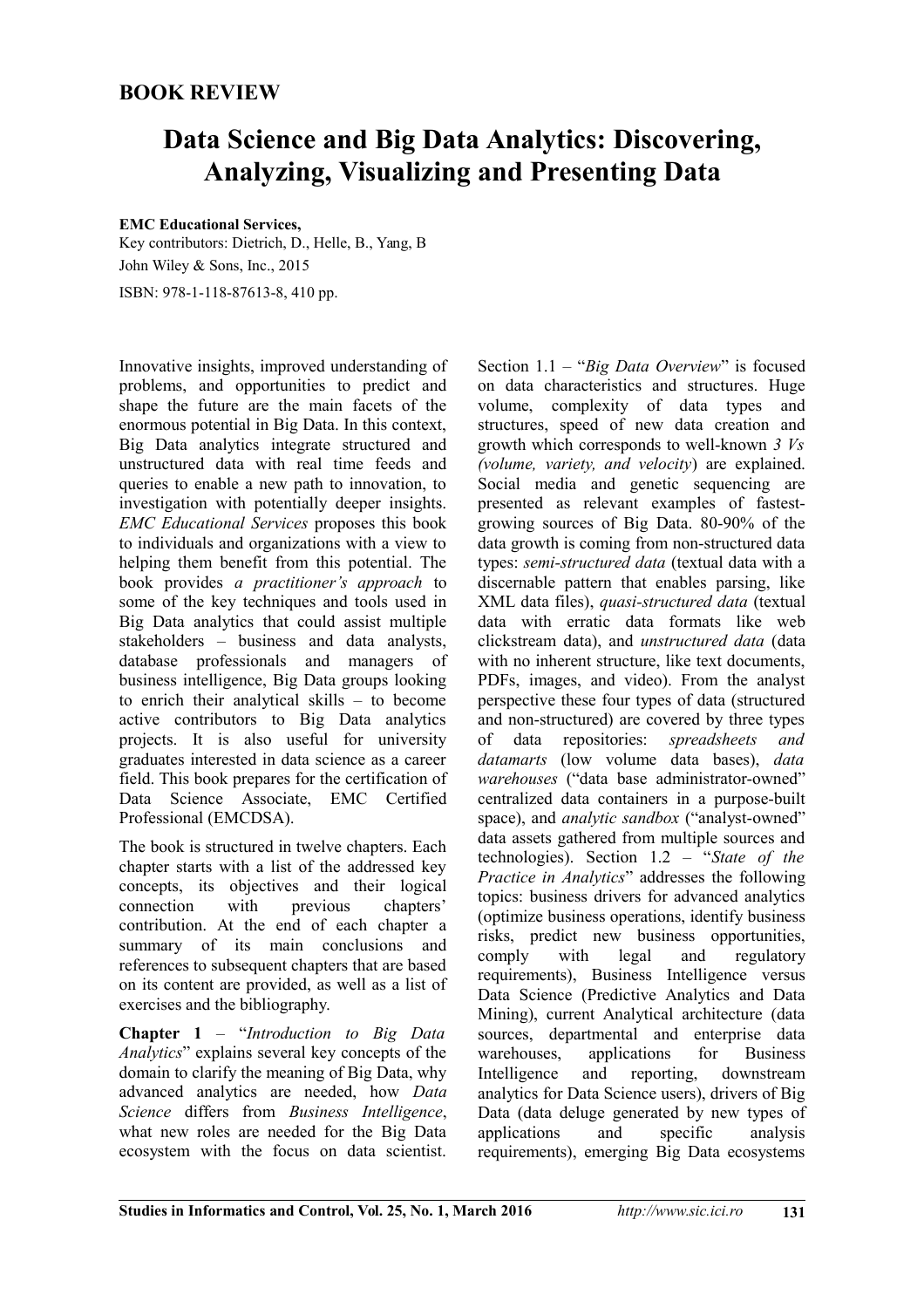## BOOK REVIEW

# Data Science and Big Data Analytics: Discovering, Analyzing, Visualizing and Presenting Data

**EMC Educational Services,**
Key contributors: Dietrich, D., Helle, B., Yang, B
John Wiley & Sons, Inc., 2015
ISBN: 978-1-118-87613-8, 410 pp.

Innovative insights, improved understanding of problems, and opportunities to predict and shape the future are the main facets of the enormous potential in Big Data. In this context, Big Data analytics integrate structured and unstructured data with real time feeds and queries to enable a new path to innovation, to investigation with potentially deeper insights. *EMC Educational Services* proposes this book to individuals and organizations with a view to helping them benefit from this potential. The book provides *a practitioner's approach* to some of the key techniques and tools used in Big Data analytics that could assist multiple stakeholders – business and data analysts, database professionals and managers of business intelligence, Big Data groups looking to enrich their analytical skills – to become active contributors to Big Data analytics projects. It is also useful for university graduates interested in data science as a career field. This book prepares for the certification of Data Science Associate, EMC Certified Professional (EMCDSA).

The book is structured in twelve chapters. Each chapter starts with a list of the addressed key concepts, its objectives and their logical connection with previous chapters' contribution. At the end of each chapter a summary of its main conclusions and references to subsequent chapters that are based on its content are provided, as well as a list of exercises and the bibliography.

**Chapter 1** – "*Introduction to Big Data Analytics*" explains several key concepts of the domain to clarify the meaning of Big Data, why advanced analytics are needed, how *Data Science* differs from *Business Intelligence*, what new roles are needed for the Big Data ecosystem with the focus on data scientist. Section 1.1 – "*Big Data Overview*" is focused on data characteristics and structures. Huge volume, complexity of data types and structures, speed of new data creation and growth which corresponds to well-known *3 Vs (volume, variety, and velocity)* are explained. Social media and genetic sequencing are presented as relevant examples of fastest-growing sources of Big Data. 80-90% of the data growth is coming from non-structured data types: *semi-structured data* (textual data with a discernable pattern that enables parsing, like XML data files), *quasi-structured data* (textual data with erratic data formats like web clickstream data), and *unstructured data* (data with no inherent structure, like text documents, PDFs, images, and video). From the analyst perspective these four types of data (structured and non-structured) are covered by three types of data repositories: *spreadsheets and datamarts* (low volume data bases), *data warehouses* ("data base administrator-owned" centralized data containers in a purpose-built space), and *analytic sandbox* ("analyst-owned" data assets gathered from multiple sources and technologies). Section 1.2 – "*State of the Practice in Analytics*" addresses the following topics: business drivers for advanced analytics (optimize business operations, identify business risks, predict new business opportunities, comply with legal and regulatory requirements), Business Intelligence versus Data Science (Predictive Analytics and Data Mining), current Analytical architecture (data sources, departmental and enterprise data warehouses, applications for Business Intelligence and reporting, downstream analytics for Data Science users), drivers of Big Data (data deluge generated by new types of applications and specific analysis requirements), emerging Big Data ecosystems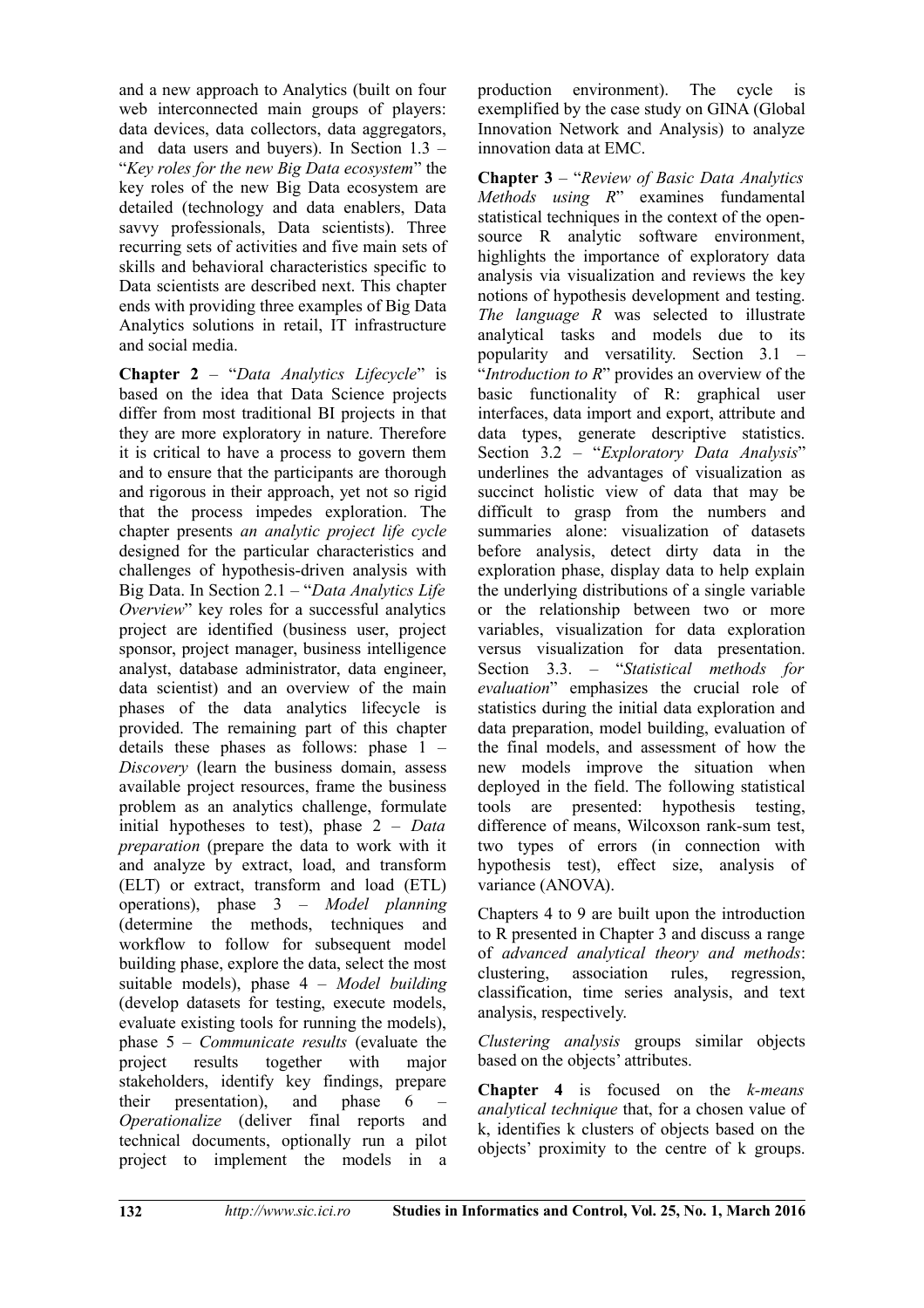and a new approach to Analytics (built on four web interconnected main groups of players: data devices, data collectors, data aggregators, and data users and buyers). In Section 1.3 – "*Key roles for the new Big Data ecosystem*" the key roles of the new Big Data ecosystem are detailed (technology and data enablers, Data savvy professionals, Data scientists). Three recurring sets of activities and five main sets of skills and behavioral characteristics specific to Data scientists are described next. This chapter ends with providing three examples of Big Data Analytics solutions in retail, IT infrastructure and social media.

**Chapter 2** – "*Data Analytics Lifecycle*" is based on the idea that Data Science projects differ from most traditional BI projects in that they are more exploratory in nature. Therefore it is critical to have a process to govern them and to ensure that the participants are thorough and rigorous in their approach, yet not so rigid that the process impedes exploration. The chapter presents *an analytic project life cycle* designed for the particular characteristics and challenges of hypothesis-driven analysis with Big Data. In Section 2.1 – "*Data Analytics Life Overview*" key roles for a successful analytics project are identified (business user, project sponsor, project manager, business intelligence analyst, database administrator, data engineer, data scientist) and an overview of the main phases of the data analytics lifecycle is provided. The remaining part of this chapter details these phases as follows: phase 1 – *Discovery* (learn the business domain, assess available project resources, frame the business problem as an analytics challenge, formulate initial hypotheses to test), phase 2 – *Data preparation* (prepare the data to work with it and analyze by extract, load, and transform (ELT) or extract, transform and load (ETL) operations), phase 3 – *Model planning* (determine the methods, techniques and workflow to follow for subsequent model building phase, explore the data, select the most suitable models), phase 4 – *Model building* (develop datasets for testing, execute models, evaluate existing tools for running the models), phase 5 – *Communicate results* (evaluate the project results together with major stakeholders, identify key findings, prepare their presentation), and phase 6 – *Operationalize* (deliver final reports and technical documents, optionally run a pilot project to implement the models in a production environment). The cycle is exemplified by the case study on GINA (Global Innovation Network and Analysis) to analyze innovation data at EMC.

**Chapter 3** – "*Review of Basic Data Analytics Methods using R*" examines fundamental statistical techniques in the context of the open-source R analytic software environment, highlights the importance of exploratory data analysis via visualization and reviews the key notions of hypothesis development and testing. *The language R* was selected to illustrate analytical tasks and models due to its popularity and versatility. Section 3.1 – "*Introduction to R*" provides an overview of the basic functionality of R: graphical user interfaces, data import and export, attribute and data types, generate descriptive statistics. Section 3.2 – "*Exploratory Data Analysis*" underlines the advantages of visualization as succinct holistic view of data that may be difficult to grasp from the numbers and summaries alone: visualization of datasets before analysis, detect dirty data in the exploration phase, display data to help explain the underlying distributions of a single variable or the relationship between two or more variables, visualization for data exploration versus visualization for data presentation. Section 3.3. – "*Statistical methods for evaluation*" emphasizes the crucial role of statistics during the initial data exploration and data preparation, model building, evaluation of the final models, and assessment of how the new models improve the situation when deployed in the field. The following statistical tools are presented: hypothesis testing, difference of means, Wilcoxson rank-sum test, two types of errors (in connection with hypothesis test), effect size, analysis of variance (ANOVA).

Chapters 4 to 9 are built upon the introduction to R presented in Chapter 3 and discuss a range of *advanced analytical theory and methods*: clustering, association rules, regression, classification, time series analysis, and text analysis, respectively.

*Clustering analysis* groups similar objects based on the objects' attributes.

**Chapter 4** is focused on the *k-means analytical technique* that, for a chosen value of k, identifies k clusters of objects based on the objects' proximity to the centre of k groups.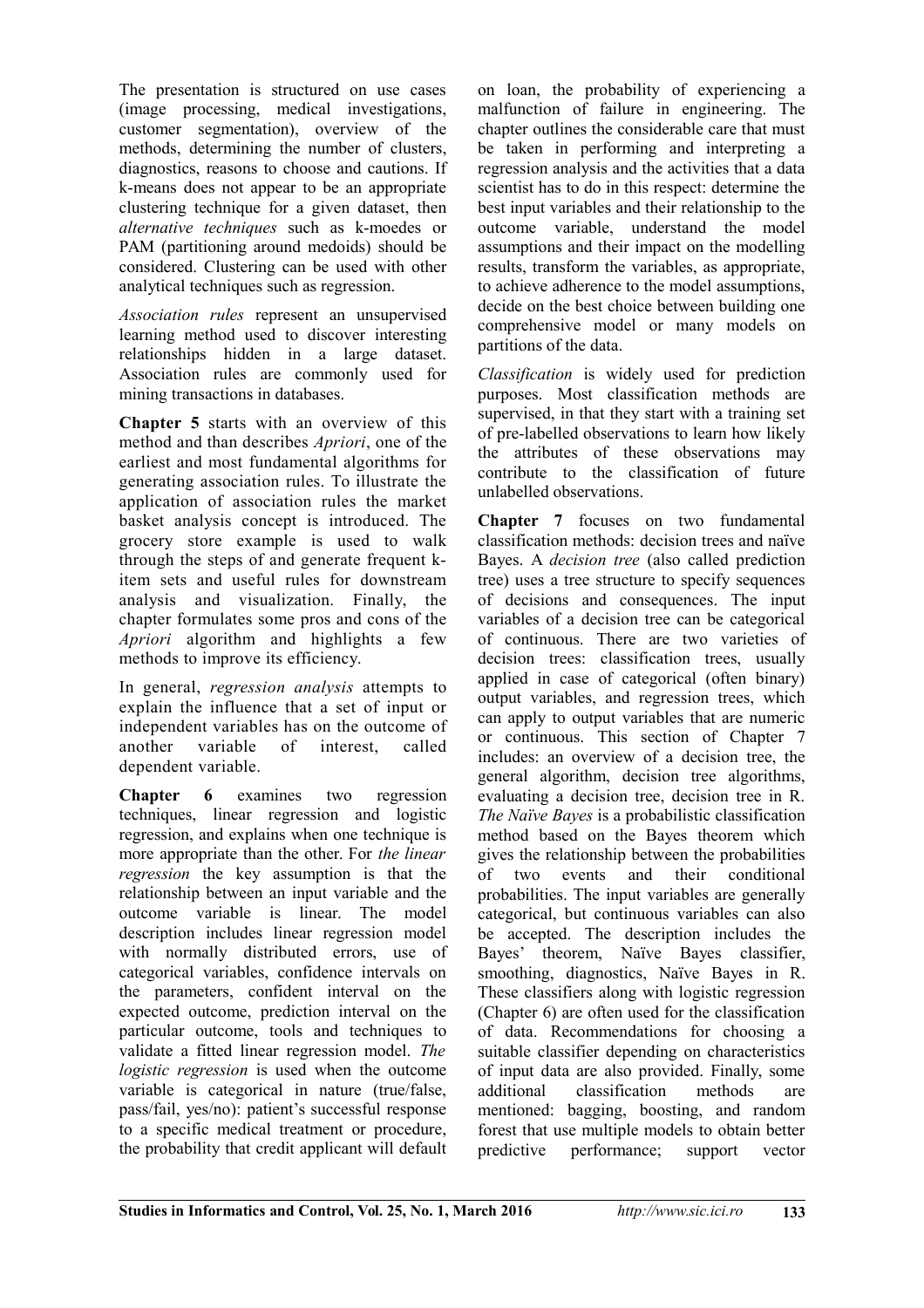The presentation is structured on use cases (image processing, medical investigations, customer segmentation), overview of the methods, determining the number of clusters, diagnostics, reasons to choose and cautions. If k-means does not appear to be an appropriate clustering technique for a given dataset, then *alternative techniques* such as k-moedes or PAM (partitioning around medoids) should be considered. Clustering can be used with other analytical techniques such as regression.

*Association rules* represent an unsupervised learning method used to discover interesting relationships hidden in a large dataset. Association rules are commonly used for mining transactions in databases.

**Chapter 5** starts with an overview of this method and than describes *Apriori*, one of the earliest and most fundamental algorithms for generating association rules. To illustrate the application of association rules the market basket analysis concept is introduced. The grocery store example is used to walk through the steps of and generate frequent k-item sets and useful rules for downstream analysis and visualization. Finally, the chapter formulates some pros and cons of the *Apriori* algorithm and highlights a few methods to improve its efficiency.

In general, *regression analysis* attempts to explain the influence that a set of input or independent variables has on the outcome of another variable of interest, called dependent variable.

**Chapter 6** examines two regression techniques, linear regression and logistic regression, and explains when one technique is more appropriate than the other. For *the linear regression* the key assumption is that the relationship between an input variable and the outcome variable is linear. The model description includes linear regression model with normally distributed errors, use of categorical variables, confidence intervals on the parameters, confident interval on the expected outcome, prediction interval on the particular outcome, tools and techniques to validate a fitted linear regression model. *The logistic regression* is used when the outcome variable is categorical in nature (true/false, pass/fail, yes/no): patient's successful response to a specific medical treatment or procedure, the probability that credit applicant will default on loan, the probability of experiencing a malfunction of failure in engineering. The chapter outlines the considerable care that must be taken in performing and interpreting a regression analysis and the activities that a data scientist has to do in this respect: determine the best input variables and their relationship to the outcome variable, understand the model assumptions and their impact on the modelling results, transform the variables, as appropriate, to achieve adherence to the model assumptions, decide on the best choice between building one comprehensive model or many models on partitions of the data.

*Classification* is widely used for prediction purposes. Most classification methods are supervised, in that they start with a training set of pre-labelled observations to learn how likely the attributes of these observations may contribute to the classification of future unlabelled observations.

**Chapter 7** focuses on two fundamental classification methods: decision trees and naïve Bayes. A *decision tree* (also called prediction tree) uses a tree structure to specify sequences of decisions and consequences. The input variables of a decision tree can be categorical of continuous. There are two varieties of decision trees: classification trees, usually applied in case of categorical (often binary) output variables, and regression trees, which can apply to output variables that are numeric or continuous. This section of Chapter 7 includes: an overview of a decision tree, the general algorithm, decision tree algorithms, evaluating a decision tree, decision tree in R. *The Naïve Bayes* is a probabilistic classification method based on the Bayes theorem which gives the relationship between the probabilities of two events and their conditional probabilities. The input variables are generally categorical, but continuous variables can also be accepted. The description includes the Bayes' theorem, Naïve Bayes classifier, smoothing, diagnostics, Naïve Bayes in R. These classifiers along with logistic regression (Chapter 6) are often used for the classification of data. Recommendations for choosing a suitable classifier depending on characteristics of input data are also provided. Finally, some additional classification methods are mentioned: bagging, boosting, and random forest that use multiple models to obtain better predictive performance; support vector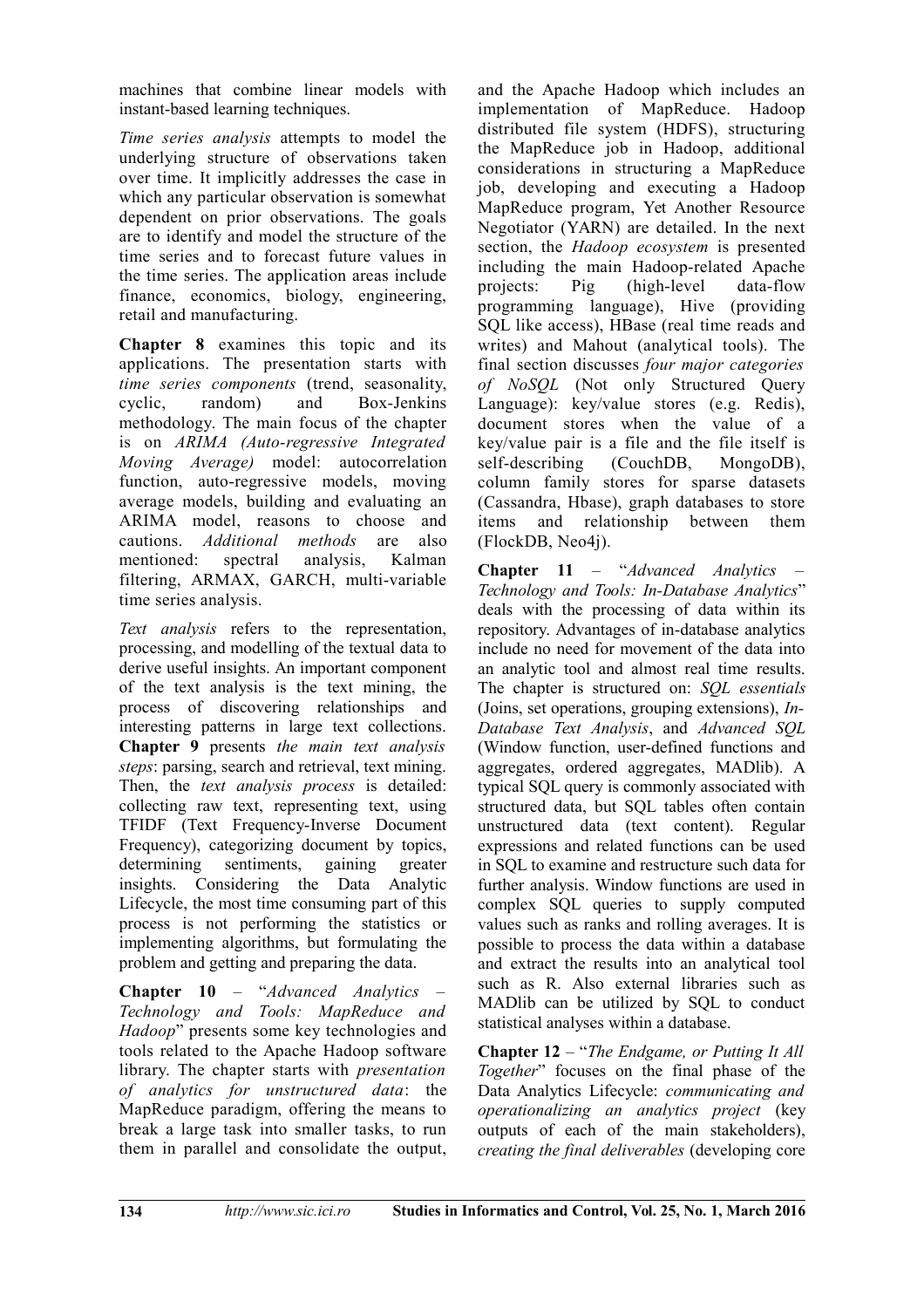machines that combine linear models with instant-based learning techniques.

*Time series analysis* attempts to model the underlying structure of observations taken over time. It implicitly addresses the case in which any particular observation is somewhat dependent on prior observations. The goals are to identify and model the structure of the time series and to forecast future values in the time series. The application areas include finance, economics, biology, engineering, retail and manufacturing.

**Chapter 8** examines this topic and its applications. The presentation starts with *time series components* (trend, seasonality, cyclic, random) and Box-Jenkins methodology. The main focus of the chapter is on *ARIMA (Auto-regressive Integrated Moving Average)* model: autocorrelation function, auto-regressive models, moving average models, building and evaluating an ARIMA model, reasons to choose and cautions. *Additional methods* are also mentioned: spectral analysis, Kalman filtering, ARMAX, GARCH, multi-variable time series analysis.

*Text analysis* refers to the representation, processing, and modelling of the textual data to derive useful insights. An important component of the text analysis is the text mining, the process of discovering relationships and interesting patterns in large text collections. **Chapter 9** presents *the main text analysis steps*: parsing, search and retrieval, text mining. Then, the *text analysis process* is detailed: collecting raw text, representing text, using TFIDF (Text Frequency-Inverse Document Frequency), categorizing document by topics, determining sentiments, gaining greater insights. Considering the Data Analytic Lifecycle, the most time consuming part of this process is not performing the statistics or implementing algorithms, but formulating the problem and getting and preparing the data.

**Chapter 10** – "*Advanced Analytics – Technology and Tools: MapReduce and Hadoop*" presents some key technologies and tools related to the Apache Hadoop software library. The chapter starts with *presentation of analytics for unstructured data*: the MapReduce paradigm, offering the means to break a large task into smaller tasks, to run them in parallel and consolidate the output, and the Apache Hadoop which includes an implementation of MapReduce. Hadoop distributed file system (HDFS), structuring the MapReduce job in Hadoop, additional considerations in structuring a MapReduce job, developing and executing a Hadoop MapReduce program, Yet Another Resource Negotiator (YARN) are detailed. In the next section, the *Hadoop ecosystem* is presented including the main Hadoop-related Apache projects: Pig (high-level data-flow programming language), Hive (providing SQL like access), HBase (real time reads and writes) and Mahout (analytical tools). The final section discusses *four major categories of NoSQL* (Not only Structured Query Language): key/value stores (e.g. Redis), document stores when the value of a key/value pair is a file and the file itself is self-describing (CouchDB, MongoDB), column family stores for sparse datasets (Cassandra, Hbase), graph databases to store items and relationship between them (FlockDB, Neo4j).

**Chapter 11** – "*Advanced Analytics – Technology and Tools: In-Database Analytics*" deals with the processing of data within its repository. Advantages of in-database analytics include no need for movement of the data into an analytic tool and almost real time results. The chapter is structured on: *SQL essentials* (Joins, set operations, grouping extensions), *In-Database Text Analysis*, and *Advanced SQL* (Window function, user-defined functions and aggregates, ordered aggregates, MADlib). A typical SQL query is commonly associated with structured data, but SQL tables often contain unstructured data (text content). Regular expressions and related functions can be used in SQL to examine and restructure such data for further analysis. Window functions are used in complex SQL queries to supply computed values such as ranks and rolling averages. It is possible to process the data within a database and extract the results into an analytical tool such as R. Also external libraries such as MADlib can be utilized by SQL to conduct statistical analyses within a database.

**Chapter 12** – "*The Endgame, or Putting It All Together*" focuses on the final phase of the Data Analytics Lifecycle: *communicating and operationalizing an analytics project* (key outputs of each of the main stakeholders), *creating the final deliverables* (developing core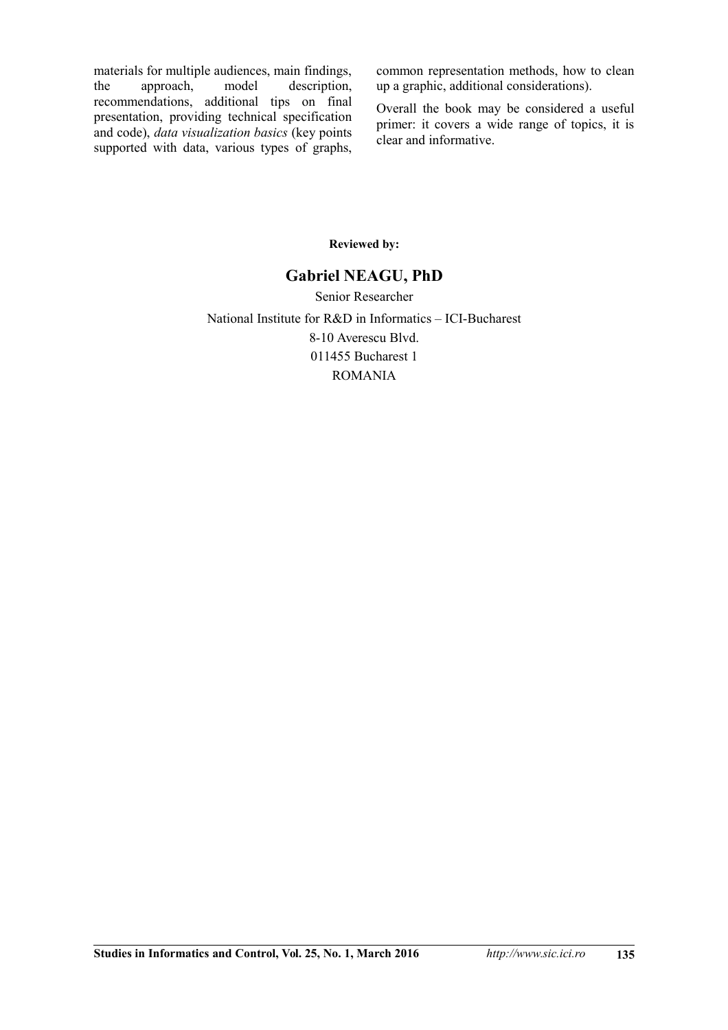materials for multiple audiences, main findings, the approach, model description, recommendations, additional tips on final presentation, providing technical specification and code), *data visualization basics* (key points supported with data, various types of graphs, common representation methods, how to clean up a graphic, additional considerations).

Overall the book may be considered a useful primer: it covers a wide range of topics, it is clear and informative.

**Reviewed by:**

**Gabriel NEAGU, PhD**

Senior Researcher

National Institute for R&D in Informatics – ICI-Bucharest

8-10 Averescu Blvd.

011455 Bucharest 1

ROMANIA